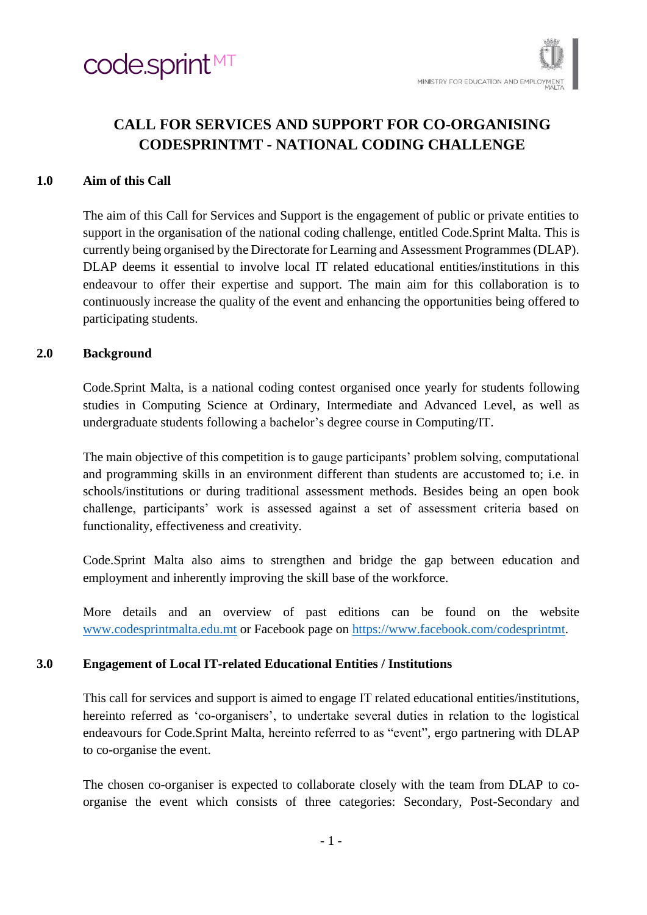# CALL FOR SERVICES AND SUPPORT FOR CO-ORGANISING CODESPRINTMT - NATIONAL CODING CHALLENGE

## 1.0 Aim of this Call

The aim of this Call for Services and Support is the engagement of public or private entities to support in the organisation of the national coding challenge, entitled Code.Sprint Malta. This is currently being organised by the Directorate for Learning and Assessment Programmes (DLAP). DLAP deems it essential to involve local IT related educational entities/institutions in this endeavour to offer their expertise and support. The main aim for this collaboration is to continuously increase the quality of the event and enhancing the opportunities being offered to participating students.

## 2.0 Background

Code.Sprint Malta, is a national coding contest organised once yearly for students following studies in Computing Science at Ordinary, Intermediate and Advanced Level, as well as undergraduate students following a bachelor's degree course in Computing/IT.

The main objective of this competition is to gauge participants' problem solving, computational and programming skills in an environment different than students are accustomed to; i.e. in schools/institutions or during traditional assessment methods. Besides being an open book challenge, participants' work is assessed against a set of assessment criteria based on functionality, effectiveness and creativity.

Code.Sprint Malta also aims to strengthen and bridge the gap between education and employment and inherently improving the skill base of the workforce.

More details and an overview of past editions can be found on the website [www.codesprintmalta.edu.mt](http://www.codesprintmalta.edu.mt) or Facebook page on [https://www.facebook.com/codesprintmt](https://www.facebook.com/codesprintmt).

## 3.0 Engagement of Local IT-related Educational Entities / Institutions

This call for services and support is aimed to engage IT related educational entities/institutions, hereinto referred as 'co-organisers', to undertake several duties in relation to the logistical endeavours for Code.Sprint Malta, hereinto referred to as "event", ergo partnering with DLAP to co-organise the event.

The chosen co-organiser is expected to collaborate closely with the team from DLAP to co-organise the event which consists of three categories: Secondary, Post-Secondary and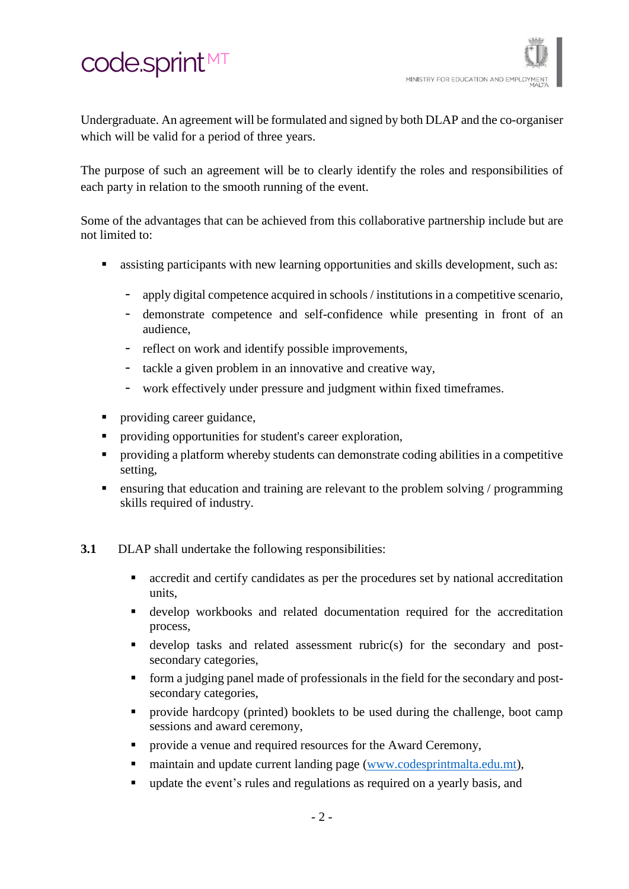Undergraduate. An agreement will be formulated and signed by both DLAP and the co-organiser which will be valid for a period of three years.

The purpose of such an agreement will be to clearly identify the roles and responsibilities of each party in relation to the smooth running of the event.

Some of the advantages that can be achieved from this collaborative partnership include but are not limited to:

- assisting participants with new learning opportunities and skills development, such as:
  - apply digital competence acquired in schools / institutions in a competitive scenario,
  - demonstrate competence and self-confidence while presenting in front of an audience,
  - reflect on work and identify possible improvements,
  - tackle a given problem in an innovative and creative way,
  - work effectively under pressure and judgment within fixed timeframes.
- providing career guidance,
- providing opportunities for student's career exploration,
- providing a platform whereby students can demonstrate coding abilities in a competitive setting,
- ensuring that education and training are relevant to the problem solving / programming skills required of industry.

**3.1** DLAP shall undertake the following responsibilities:

- accredit and certify candidates as per the procedures set by national accreditation units,
- develop workbooks and related documentation required for the accreditation process,
- develop tasks and related assessment rubric(s) for the secondary and post-secondary categories,
- form a judging panel made of professionals in the field for the secondary and post-secondary categories,
- provide hardcopy (printed) booklets to be used during the challenge, boot camp sessions and award ceremony,
- provide a venue and required resources for the Award Ceremony,
- maintain and update current landing page (www.codesprintmalta.edu.mt),
- update the event's rules and regulations as required on a yearly basis, and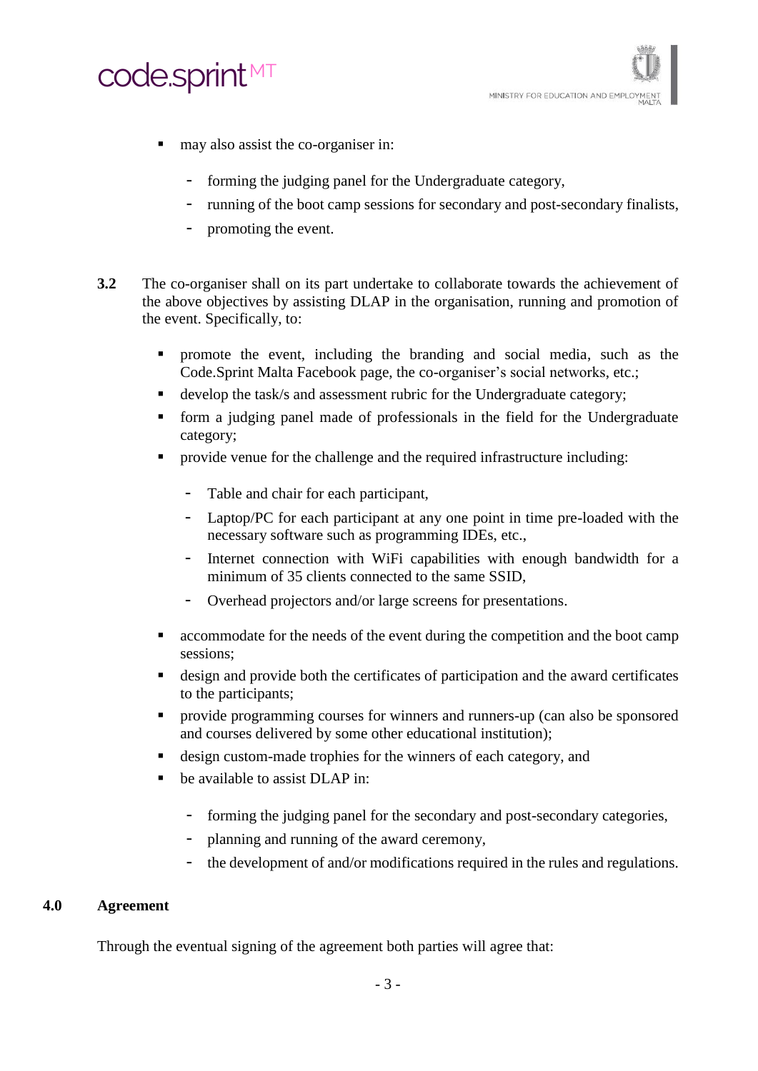- may also assist the co-organiser in:
  - forming the judging panel for the Undergraduate category,
  - running of the boot camp sessions for secondary and post-secondary finalists,
  - promoting the event.

**3.2** The co-organiser shall on its part undertake to collaborate towards the achievement of the above objectives by assisting DLAP in the organisation, running and promotion of the event. Specifically, to:

- promote the event, including the branding and social media, such as the Code.Sprint Malta Facebook page, the co-organiser's social networks, etc.;
- develop the task/s and assessment rubric for the Undergraduate category;
- form a judging panel made of professionals in the field for the Undergraduate category;
- provide venue for the challenge and the required infrastructure including:
  - Table and chair for each participant,
  - Laptop/PC for each participant at any one point in time pre-loaded with the necessary software such as programming IDEs, etc.,
  - Internet connection with WiFi capabilities with enough bandwidth for a minimum of 35 clients connected to the same SSID,
  - Overhead projectors and/or large screens for presentations.
- accommodate for the needs of the event during the competition and the boot camp sessions;
- design and provide both the certificates of participation and the award certificates to the participants;
- provide programming courses for winners and runners-up (can also be sponsored and courses delivered by some other educational institution);
- design custom-made trophies for the winners of each category, and
- be available to assist DLAP in:
  - forming the judging panel for the secondary and post-secondary categories,
  - planning and running of the award ceremony,
  - the development of and/or modifications required in the rules and regulations.

## 4.0 Agreement

Through the eventual signing of the agreement both parties will agree that: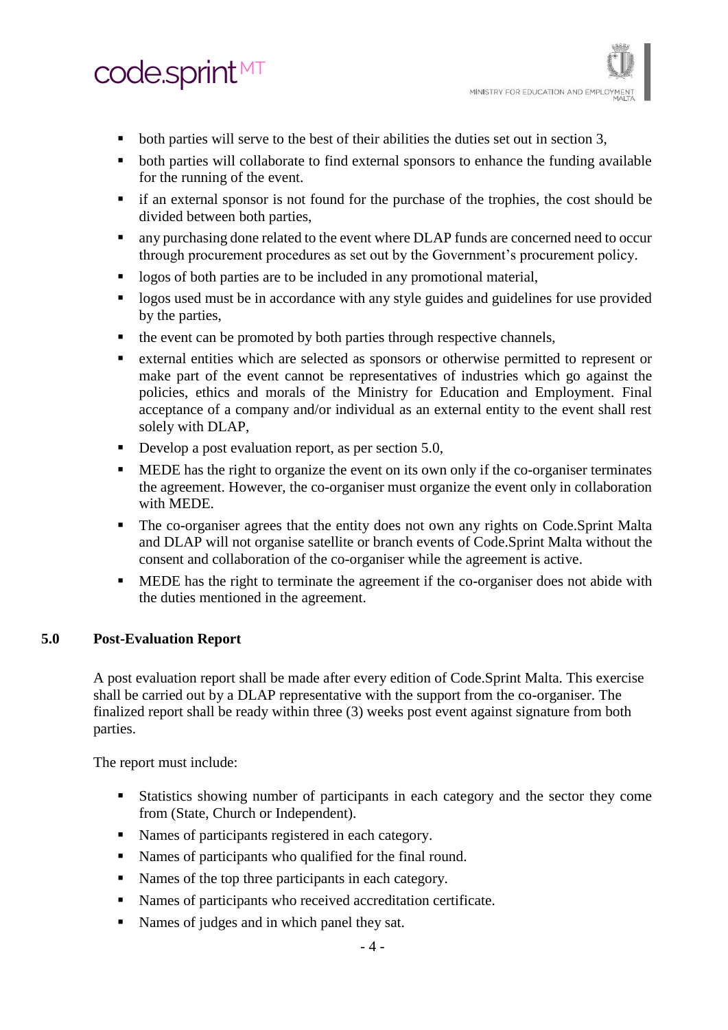- both parties will serve to the best of their abilities the duties set out in section 3,
- both parties will collaborate to find external sponsors to enhance the funding available for the running of the event.
- if an external sponsor is not found for the purchase of the trophies, the cost should be divided between both parties,
- any purchasing done related to the event where DLAP funds are concerned need to occur through procurement procedures as set out by the Government's procurement policy.
- logos of both parties are to be included in any promotional material,
- logos used must be in accordance with any style guides and guidelines for use provided by the parties,
- the event can be promoted by both parties through respective channels,
- external entities which are selected as sponsors or otherwise permitted to represent or make part of the event cannot be representatives of industries which go against the policies, ethics and morals of the Ministry for Education and Employment. Final acceptance of a company and/or individual as an external entity to the event shall rest solely with DLAP,
- Develop a post evaluation report, as per section 5.0,
- MEDE has the right to organize the event on its own only if the co-organiser terminates the agreement. However, the co-organiser must organize the event only in collaboration with MEDE.
- The co-organiser agrees that the entity does not own any rights on Code.Sprint Malta and DLAP will not organise satellite or branch events of Code.Sprint Malta without the consent and collaboration of the co-organiser while the agreement is active.
- MEDE has the right to terminate the agreement if the co-organiser does not abide with the duties mentioned in the agreement.

## 5.0 Post-Evaluation Report

A post evaluation report shall be made after every edition of Code.Sprint Malta. This exercise shall be carried out by a DLAP representative with the support from the co-organiser. The finalized report shall be ready within three (3) weeks post event against signature from both parties.

The report must include:

- Statistics showing number of participants in each category and the sector they come from (State, Church or Independent).
- Names of participants registered in each category.
- Names of participants who qualified for the final round.
- Names of the top three participants in each category.
- Names of participants who received accreditation certificate.
- Names of judges and in which panel they sat.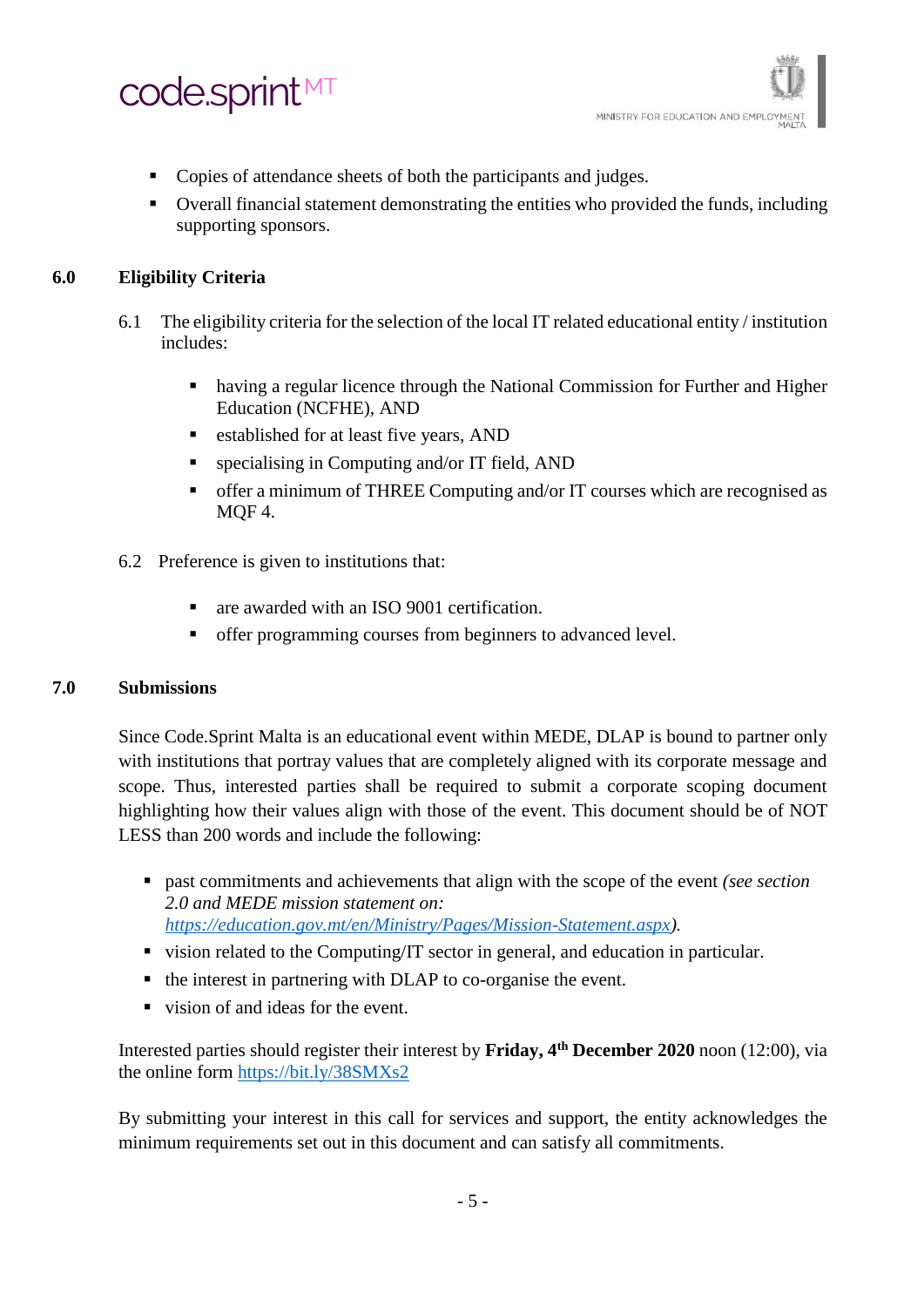- Copies of attendance sheets of both the participants and judges.
- Overall financial statement demonstrating the entities who provided the funds, including supporting sponsors.

## 6.0 Eligibility Criteria

6.1 The eligibility criteria for the selection of the local IT related educational entity / institution includes:

- having a regular licence through the National Commission for Further and Higher Education (NCFHE), AND
- established for at least five years, AND
- specialising in Computing and/or IT field, AND
- offer a minimum of THREE Computing and/or IT courses which are recognised as MQF 4.

6.2 Preference is given to institutions that:

- are awarded with an ISO 9001 certification.
- offer programming courses from beginners to advanced level.

## 7.0 Submissions

Since Code.Sprint Malta is an educational event within MEDE, DLAP is bound to partner only with institutions that portray values that are completely aligned with its corporate message and scope. Thus, interested parties shall be required to submit a corporate scoping document highlighting how their values align with those of the event. This document should be of NOT LESS than 200 words and include the following:

- past commitments and achievements that align with the scope of the event *(see section 2.0 and MEDE mission statement on: https://education.gov.mt/en/Ministry/Pages/Mission-Statement.aspx).*
- vision related to the Computing/IT sector in general, and education in particular.
- the interest in partnering with DLAP to co-organise the event.
- vision of and ideas for the event.

Interested parties should register their interest by **Friday, 4th December 2020** noon (12:00), via the online form https://bit.ly/38SMXs2

By submitting your interest in this call for services and support, the entity acknowledges the minimum requirements set out in this document and can satisfy all commitments.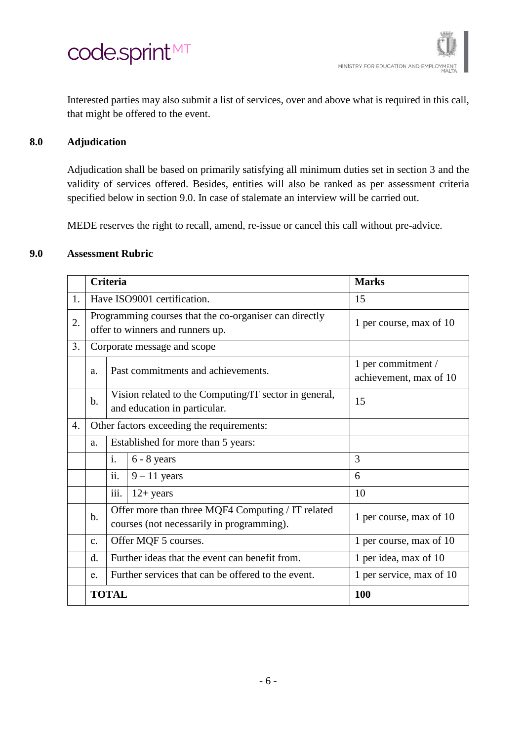Interested parties may also submit a list of services, over and above what is required in this call, that might be offered to the event.

## 8.0 Adjudication

Adjudication shall be based on primarily satisfying all minimum duties set in section 3 and the validity of services offered. Besides, entities will also be ranked as per assessment criteria specified below in section 9.0. In case of stalemate an interview will be carried out.

MEDE reserves the right to recall, amend, re-issue or cancel this call without pre-advice.

## 9.0 Assessment Rubric

| | Criteria | | | Marks |
|---|---|---|---|---|
| 1. | Have ISO9001 certification. | | | 15 |
| 2. | Programming courses that the co-organiser can directly offer to winners and runners up. | | | 1 per course, max of 10 |
| 3. | Corporate message and scope | | | |
| | a. | Past commitments and achievements. | | 1 per commitment / achievement, max of 10 |
| | b. | Vision related to the Computing/IT sector in general, and education in particular. | | 15 |
| 4. | Other factors exceeding the requirements: | | | |
| | a. | Established for more than 5 years: | | |
| | | i. | 6 - 8 years | 3 |
| | | ii. | 9 – 11 years | 6 |
| | | iii. | 12+ years | 10 |
| | b. | Offer more than three MQF4 Computing / IT related courses (not necessarily in programming). | | 1 per course, max of 10 |
| | c. | Offer MQF 5 courses. | | 1 per course, max of 10 |
| | d. | Further ideas that the event can benefit from. | | 1 per idea, max of 10 |
| | e. | Further services that can be offered to the event. | | 1 per service, max of 10 |
| | **TOTAL** | | | **100** |